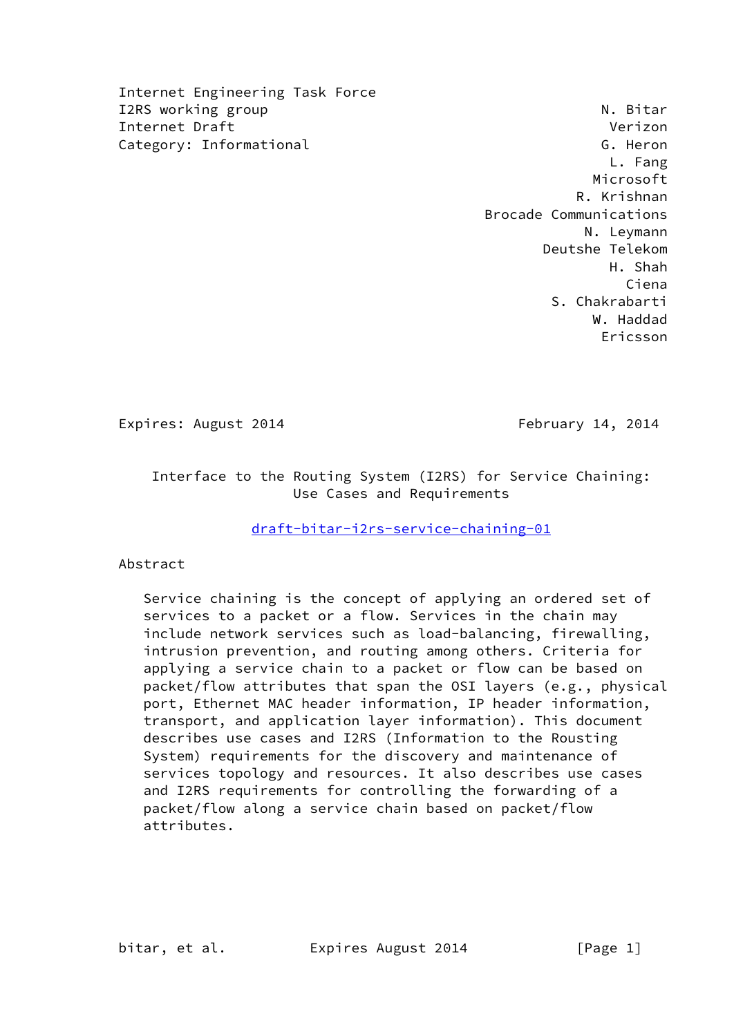Internet Engineering Task Force
I2RS working group
Internet Draft
Category: Informational

N. Bitar, Verizon
G. Heron, L. Fang, Microsoft
R. Krishnan, Brocade Communications
N. Leymann, Deutshe Telekom
H. Shah, Ciena
S. Chakrabarti, W. Haddad, Ericsson

Expires: August 2014 February 14, 2014

# Interface to the Routing System (I2RS) for Service Chaining: Use Cases and Requirements

draft-bitar-i2rs-service-chaining-01

## Abstract

Service chaining is the concept of applying an ordered set of services to a packet or a flow. Services in the chain may include network services such as load-balancing, firewalling, intrusion prevention, and routing among others. Criteria for applying a service chain to a packet or flow can be based on packet/flow attributes that span the OSI layers (e.g., physical port, Ethernet MAC header information, IP header information, transport, and application layer information). This document describes use cases and I2RS (Information to the Rousting System) requirements for the discovery and maintenance of services topology and resources. It also describes use cases and I2RS requirements for controlling the forwarding of a packet/flow along a service chain based on packet/flow attributes.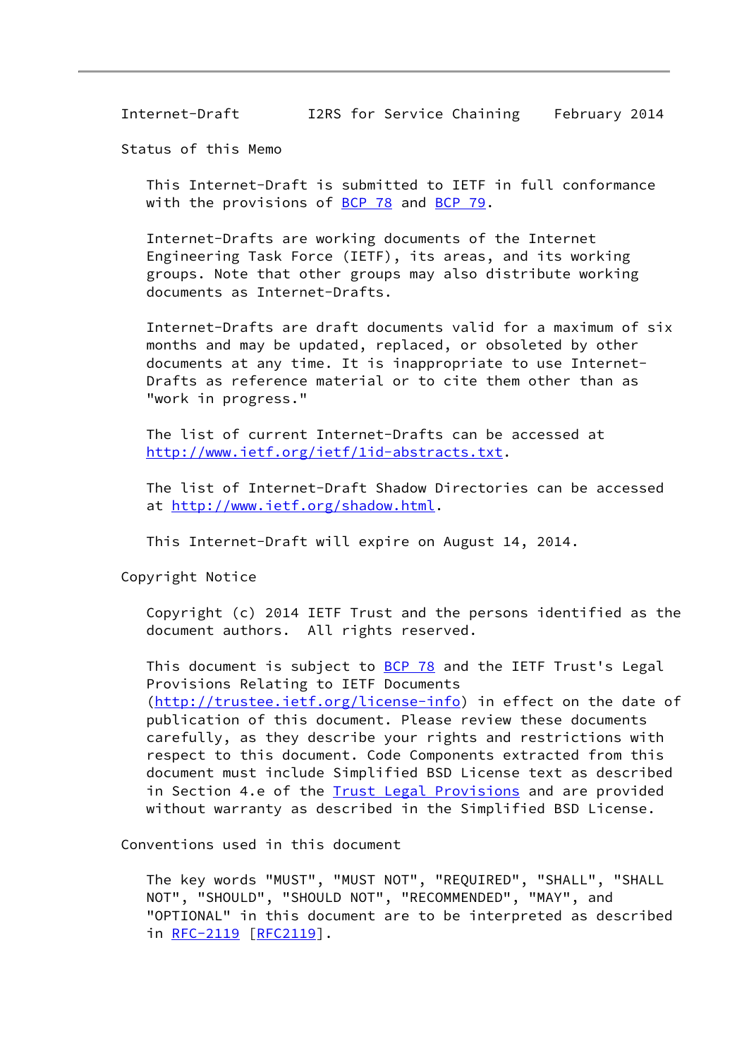## Status of this Memo

This Internet-Draft is submitted to IETF in full conformance with the provisions of BCP 78 and BCP 79.

Internet-Drafts are working documents of the Internet Engineering Task Force (IETF), its areas, and its working groups. Note that other groups may also distribute working documents as Internet-Drafts.

Internet-Drafts are draft documents valid for a maximum of six months and may be updated, replaced, or obsoleted by other documents at any time. It is inappropriate to use Internet-Drafts as reference material or to cite them other than as "work in progress."

The list of current Internet-Drafts can be accessed at http://www.ietf.org/ietf/1id-abstracts.txt.

The list of Internet-Draft Shadow Directories can be accessed at http://www.ietf.org/shadow.html.

This Internet-Draft will expire on August 14, 2014.

## Copyright Notice

Copyright (c) 2014 IETF Trust and the persons identified as the document authors. All rights reserved.

This document is subject to BCP 78 and the IETF Trust's Legal Provisions Relating to IETF Documents (http://trustee.ietf.org/license-info) in effect on the date of publication of this document. Please review these documents carefully, as they describe your rights and restrictions with respect to this document. Code Components extracted from this document must include Simplified BSD License text as described in Section 4.e of the Trust Legal Provisions and are provided without warranty as described in the Simplified BSD License.

## Conventions used in this document

The key words "MUST", "MUST NOT", "REQUIRED", "SHALL", "SHALL NOT", "SHOULD", "SHOULD NOT", "RECOMMENDED", "MAY", and "OPTIONAL" in this document are to be interpreted as described in RFC-2119 [RFC2119].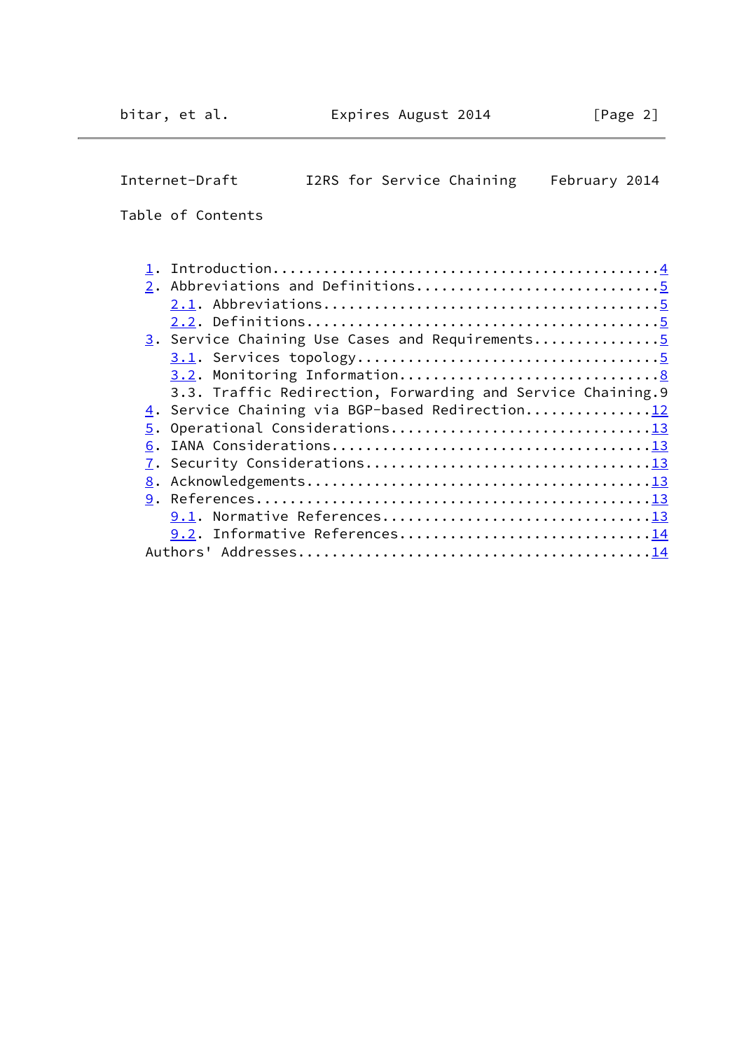Table of Contents

```
   1. Introduction.............................................4
   2. Abbreviations and Definitions............................5
      2.1. Abbreviations.......................................5
      2.2. Definitions.........................................5
   3. Service Chaining Use Cases and Requirements..............5
      3.1. Services topology...................................5
      3.2. Monitoring Information..............................8
      3.3. Traffic Redirection, Forwarding and Service Chaining.9
   4. Service Chaining via BGP-based Redirection..............12
   5. Operational Considerations..............................13
   6. IANA Considerations.....................................13
   7. Security Considerations.................................13
   8. Acknowledgements........................................13
   9. References..............................................13
      9.1. Normative References...............................13
      9.2. Informative References.............................14
   Authors' Addresses.........................................14
```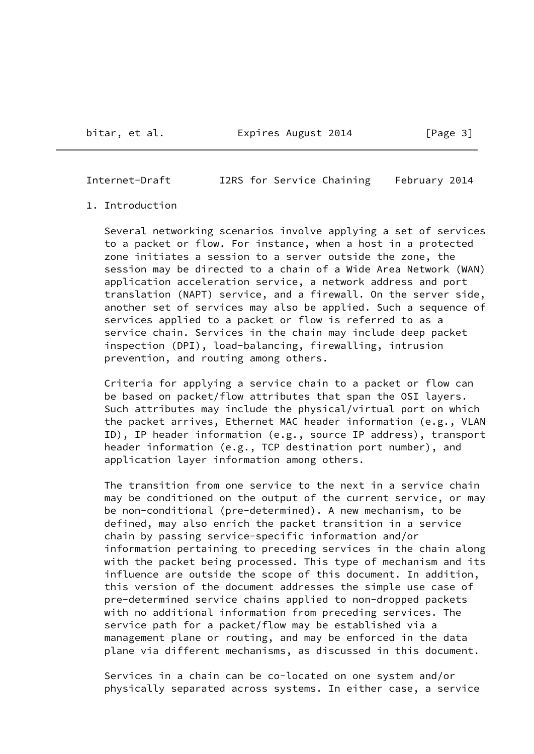# 1. Introduction

Several networking scenarios involve applying a set of services to a packet or flow. For instance, when a host in a protected zone initiates a session to a server outside the zone, the session may be directed to a chain of a Wide Area Network (WAN) application acceleration service, a network address and port translation (NAPT) service, and a firewall. On the server side, another set of services may also be applied. Such a sequence of services applied to a packet or flow is referred to as a service chain. Services in the chain may include deep packet inspection (DPI), load-balancing, firewalling, intrusion prevention, and routing among others.

Criteria for applying a service chain to a packet or flow can be based on packet/flow attributes that span the OSI layers. Such attributes may include the physical/virtual port on which the packet arrives, Ethernet MAC header information (e.g., VLAN ID), IP header information (e.g., source IP address), transport header information (e.g., TCP destination port number), and application layer information among others.

The transition from one service to the next in a service chain may be conditioned on the output of the current service, or may be non-conditional (pre-determined). A new mechanism, to be defined, may also enrich the packet transition in a service chain by passing service-specific information and/or information pertaining to preceding services in the chain along with the packet being processed. This type of mechanism and its influence are outside the scope of this document. In addition, this version of the document addresses the simple use case of pre-determined service chains applied to non-dropped packets with no additional information from preceding services. The service path for a packet/flow may be established via a management plane or routing, and may be enforced in the data plane via different mechanisms, as discussed in this document.

Services in a chain can be co-located on one system and/or physically separated across systems. In either case, a service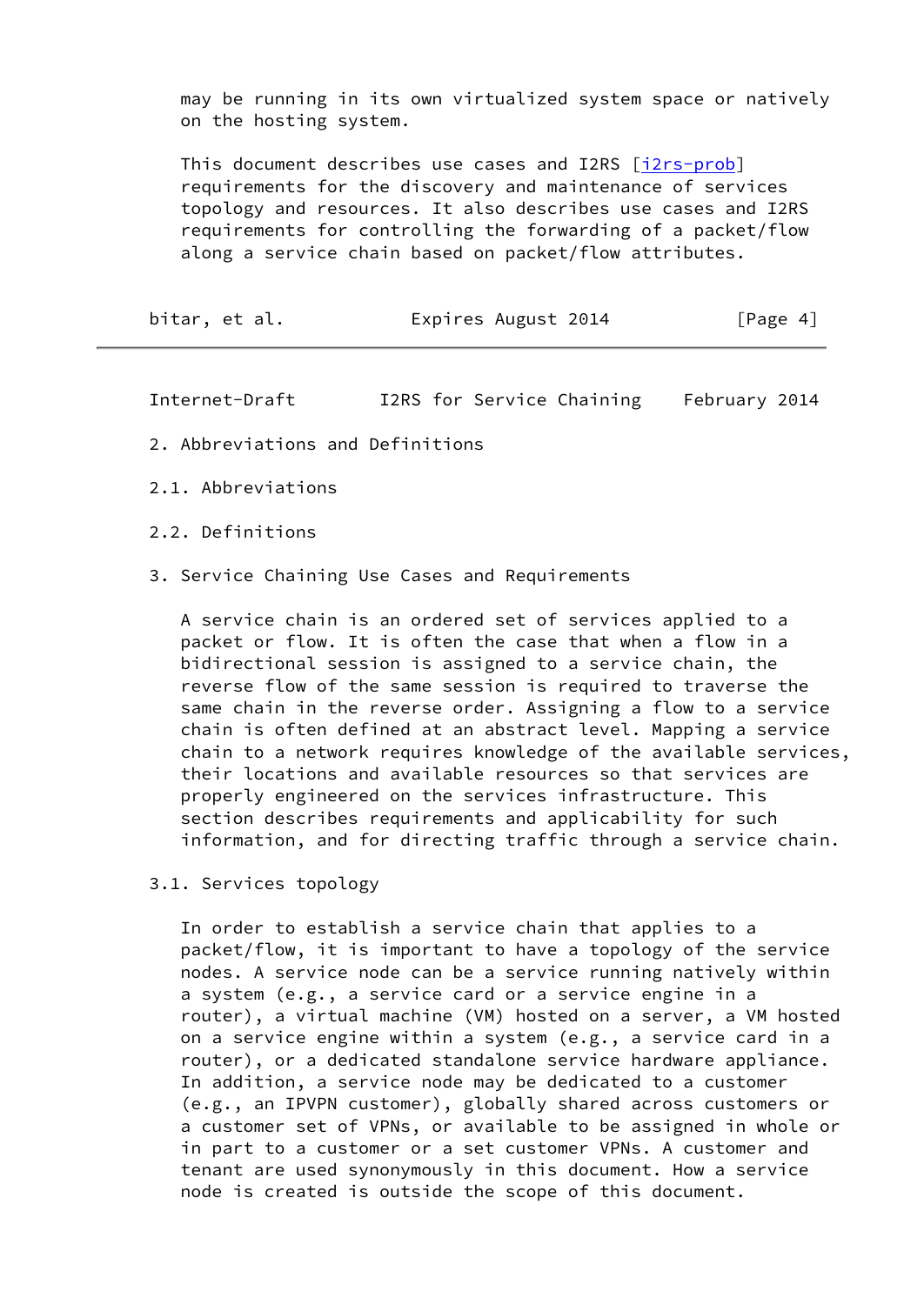may be running in its own virtualized system space or natively on the hosting system.

This document describes use cases and I2RS [i2rs-prob] requirements for the discovery and maintenance of services topology and resources. It also describes use cases and I2RS requirements for controlling the forwarding of a packet/flow along a service chain based on packet/flow attributes.

## 2. Abbreviations and Definitions

### 2.1. Abbreviations

### 2.2. Definitions

## 3. Service Chaining Use Cases and Requirements

A service chain is an ordered set of services applied to a packet or flow. It is often the case that when a flow in a bidirectional session is assigned to a service chain, the reverse flow of the same session is required to traverse the same chain in the reverse order. Assigning a flow to a service chain is often defined at an abstract level. Mapping a service chain to a network requires knowledge of the available services, their locations and available resources so that services are properly engineered on the services infrastructure. This section describes requirements and applicability for such information, and for directing traffic through a service chain.

### 3.1. Services topology

In order to establish a service chain that applies to a packet/flow, it is important to have a topology of the service nodes. A service node can be a service running natively within a system (e.g., a service card or a service engine in a router), a virtual machine (VM) hosted on a server, a VM hosted on a service engine within a system (e.g., a service card in a router), or a dedicated standalone service hardware appliance. In addition, a service node may be dedicated to a customer (e.g., an IPVPN customer), globally shared across customers or a customer set of VPNs, or available to be assigned in whole or in part to a customer or a set customer VPNs. A customer and tenant are used synonymously in this document. How a service node is created is outside the scope of this document.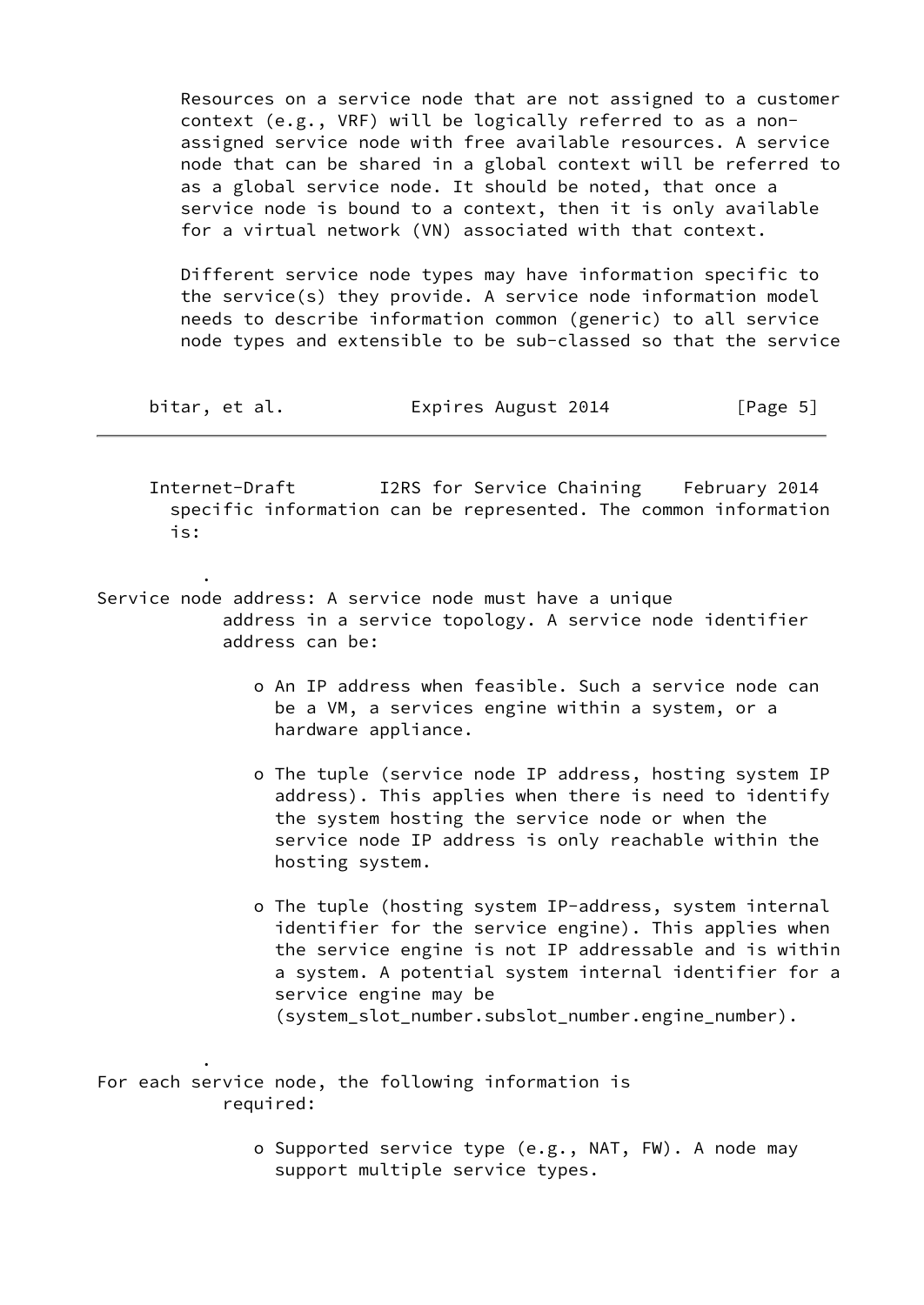Resources on a service node that are not assigned to a customer context (e.g., VRF) will be logically referred to as a non-assigned service node with free available resources. A service node that can be shared in a global context will be referred to as a global service node. It should be noted, that once a service node is bound to a context, then it is only available for a virtual network (VN) associated with that context.

Different service node types may have information specific to the service(s) they provide. A service node information model needs to describe information common (generic) to all service node types and extensible to be sub-classed so that the service specific information can be represented. The common information is:

- Service node address: A service node must have a unique address in a service topology. A service node identifier address can be:

  - o An IP address when feasible. Such a service node can be a VM, a services engine within a system, or a hardware appliance.

  - o The tuple (service node IP address, hosting system IP address). This applies when there is need to identify the system hosting the service node or when the service node IP address is only reachable within the hosting system.

  - o The tuple (hosting system IP-address, system internal identifier for the service engine). This applies when the service engine is not IP addressable and is within a system. A potential system internal identifier for a service engine may be (system_slot_number.subslot_number.engine_number).

- For each service node, the following information is required:

  - o Supported service type (e.g., NAT, FW). A node may support multiple service types.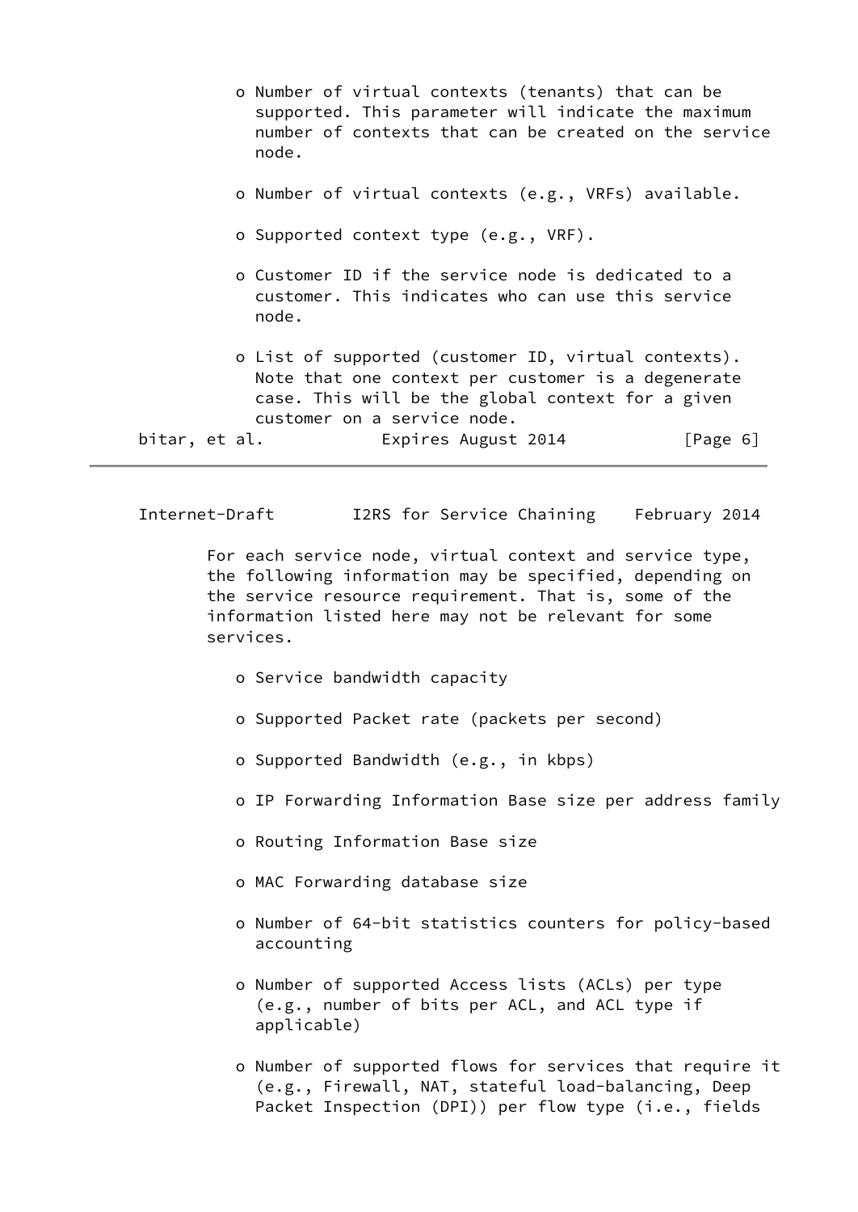- Number of virtual contexts (tenants) that can be supported. This parameter will indicate the maximum number of contexts that can be created on the service node.

- Number of virtual contexts (e.g., VRFs) available.

- Supported context type (e.g., VRF).

- Customer ID if the service node is dedicated to a customer. This indicates who can use this service node.

- List of supported (customer ID, virtual contexts). Note that one context per customer is a degenerate case. This will be the global context for a given customer on a service node.

For each service node, virtual context and service type, the following information may be specified, depending on the service resource requirement. That is, some of the information listed here may not be relevant for some services.

- Service bandwidth capacity

- Supported Packet rate (packets per second)

- Supported Bandwidth (e.g., in kbps)

- IP Forwarding Information Base size per address family

- Routing Information Base size

- MAC Forwarding database size

- Number of 64-bit statistics counters for policy-based accounting

- Number of supported Access lists (ACLs) per type (e.g., number of bits per ACL, and ACL type if applicable)

- Number of supported flows for services that require it (e.g., Firewall, NAT, stateful load-balancing, Deep Packet Inspection (DPI)) per flow type (i.e., fields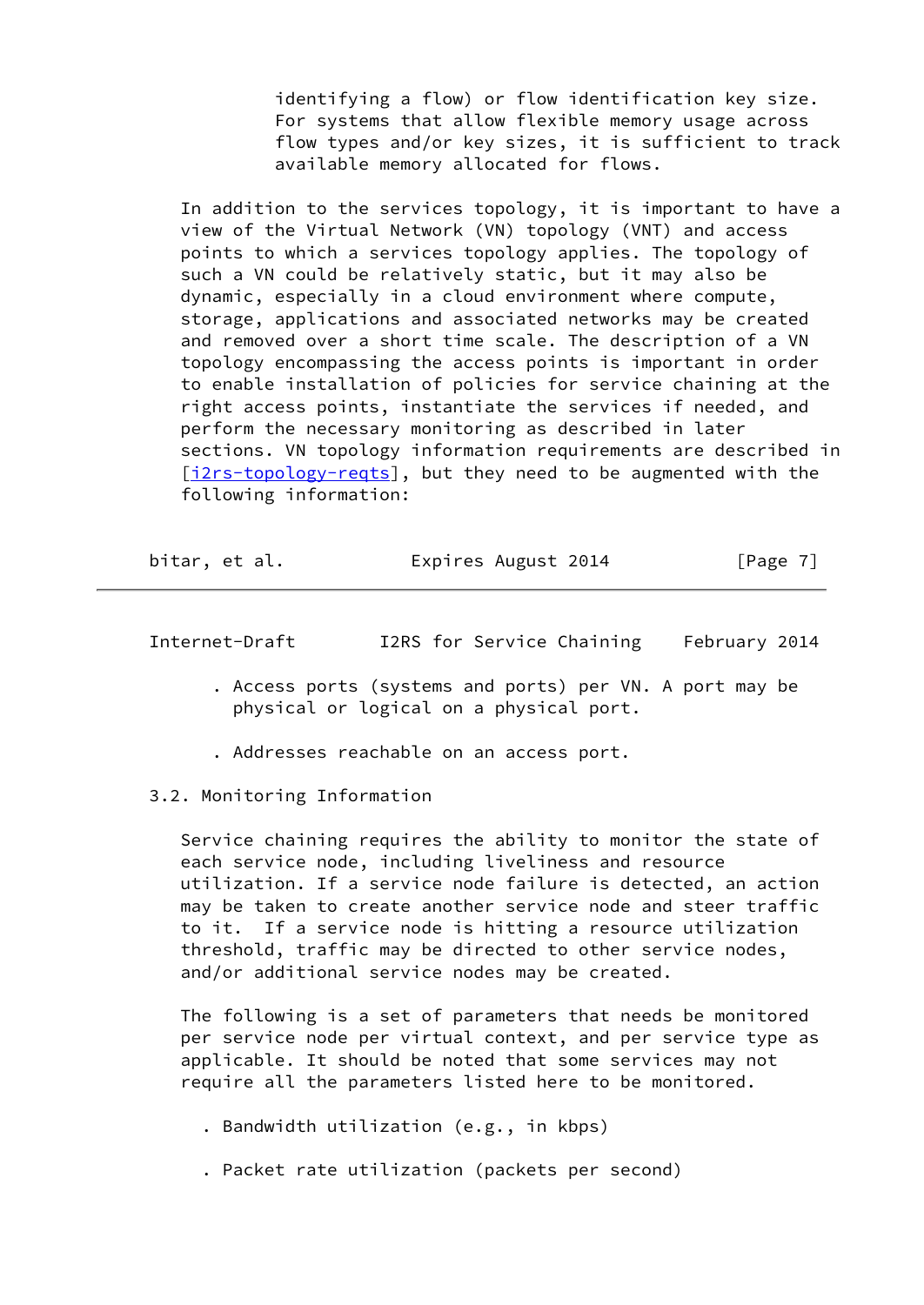identifying a flow) or flow identification key size. For systems that allow flexible memory usage across flow types and/or key sizes, it is sufficient to track available memory allocated for flows.

In addition to the services topology, it is important to have a view of the Virtual Network (VN) topology (VNT) and access points to which a services topology applies. The topology of such a VN could be relatively static, but it may also be dynamic, especially in a cloud environment where compute, storage, applications and associated networks may be created and removed over a short time scale. The description of a VN topology encompassing the access points is important in order to enable installation of policies for service chaining at the right access points, instantiate the services if needed, and perform the necessary monitoring as described in later sections. VN topology information requirements are described in [i2rs-topology-reqts], but they need to be augmented with the following information:

- Access ports (systems and ports) per VN. A port may be physical or logical on a physical port.

- Addresses reachable on an access port.

### 3.2. Monitoring Information

Service chaining requires the ability to monitor the state of each service node, including liveliness and resource utilization. If a service node failure is detected, an action may be taken to create another service node and steer traffic to it. If a service node is hitting a resource utilization threshold, traffic may be directed to other service nodes, and/or additional service nodes may be created.

The following is a set of parameters that needs be monitored per service node per virtual context, and per service type as applicable. It should be noted that some services may not require all the parameters listed here to be monitored.

- Bandwidth utilization (e.g., in kbps)

- Packet rate utilization (packets per second)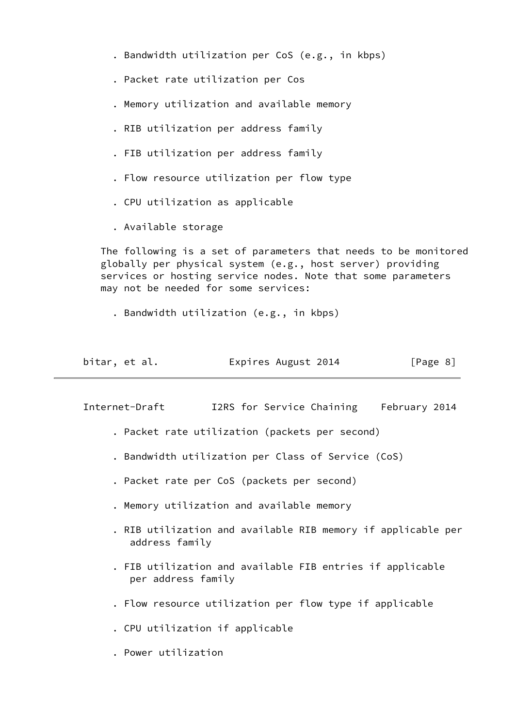- Bandwidth utilization per CoS (e.g., in kbps)
- Packet rate utilization per Cos
- Memory utilization and available memory
- RIB utilization per address family
- FIB utilization per address family
- Flow resource utilization per flow type
- CPU utilization as applicable
- Available storage

The following is a set of parameters that needs to be monitored globally per physical system (e.g., host server) providing services or hosting service nodes. Note that some parameters may not be needed for some services:

- Bandwidth utilization (e.g., in kbps)
- Packet rate utilization (packets per second)
- Bandwidth utilization per Class of Service (CoS)
- Packet rate per CoS (packets per second)
- Memory utilization and available memory
- RIB utilization and available RIB memory if applicable per address family
- FIB utilization and available FIB entries if applicable per address family
- Flow resource utilization per flow type if applicable
- CPU utilization if applicable
- Power utilization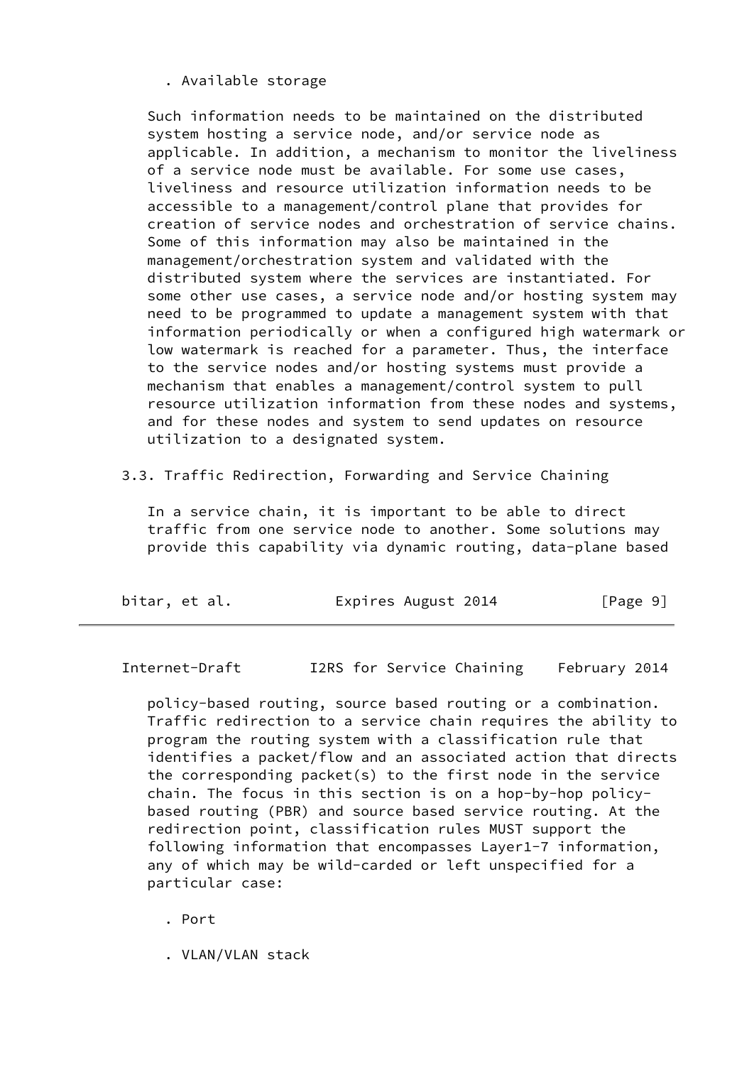- Available storage

Such information needs to be maintained on the distributed system hosting a service node, and/or service node as applicable. In addition, a mechanism to monitor the liveliness of a service node must be available. For some use cases, liveliness and resource utilization information needs to be accessible to a management/control plane that provides for creation of service nodes and orchestration of service chains. Some of this information may also be maintained in the management/orchestration system and validated with the distributed system where the services are instantiated. For some other use cases, a service node and/or hosting system may need to be programmed to update a management system with that information periodically or when a configured high watermark or low watermark is reached for a parameter. Thus, the interface to the service nodes and/or hosting systems must provide a mechanism that enables a management/control system to pull resource utilization information from these nodes and systems, and for these nodes and system to send updates on resource utilization to a designated system.

### 3.3. Traffic Redirection, Forwarding and Service Chaining

In a service chain, it is important to be able to direct traffic from one service node to another. Some solutions may provide this capability via dynamic routing, data-plane based policy-based routing, source based routing or a combination. Traffic redirection to a service chain requires the ability to program the routing system with a classification rule that identifies a packet/flow and an associated action that directs the corresponding packet(s) to the first node in the service chain. The focus in this section is on a hop-by-hop policy-based routing (PBR) and source based service routing. At the redirection point, classification rules MUST support the following information that encompasses Layer1-7 information, any of which may be wild-carded or left unspecified for a particular case:

- Port
- VLAN/VLAN stack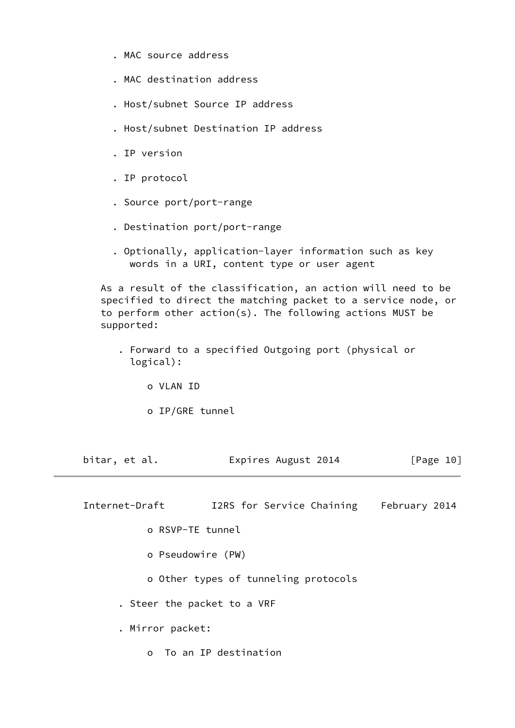- MAC source address
- MAC destination address
- Host/subnet Source IP address
- Host/subnet Destination IP address
- IP version
- IP protocol
- Source port/port-range
- Destination port/port-range
- Optionally, application-layer information such as key words in a URI, content type or user agent

As a result of the classification, an action will need to be specified to direct the matching packet to a service node, or to perform other action(s). The following actions MUST be supported:

- Forward to a specified Outgoing port (physical or logical):
  - VLAN ID
  - IP/GRE tunnel
  - RSVP-TE tunnel
  - Pseudowire (PW)
  - Other types of tunneling protocols
- Steer the packet to a VRF
- Mirror packet:
  - To an IP destination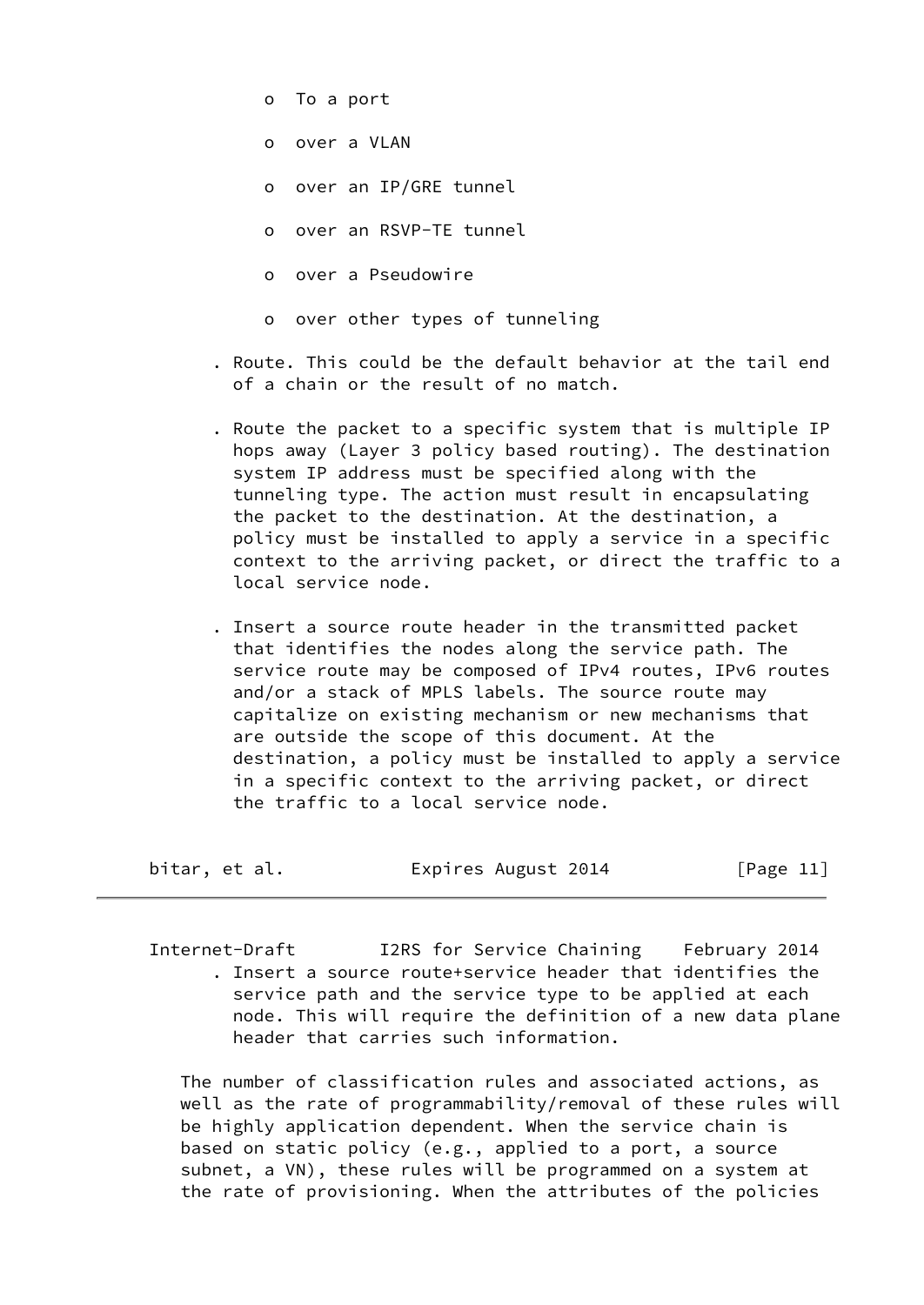- To a port
- over a VLAN
- over an IP/GRE tunnel
- over an RSVP-TE tunnel
- over a Pseudowire
- over other types of tunneling

- Route. This could be the default behavior at the tail end of a chain or the result of no match.

- Route the packet to a specific system that is multiple IP hops away (Layer 3 policy based routing). The destination system IP address must be specified along with the tunneling type. The action must result in encapsulating the packet to the destination. At the destination, a policy must be installed to apply a service in a specific context to the arriving packet, or direct the traffic to a local service node.

- Insert a source route header in the transmitted packet that identifies the nodes along the service path. The service route may be composed of IPv4 routes, IPv6 routes and/or a stack of MPLS labels. The source route may capitalize on existing mechanism or new mechanisms that are outside the scope of this document. At the destination, a policy must be installed to apply a service in a specific context to the arriving packet, or direct the traffic to a local service node.

- Insert a source route+service header that identifies the service path and the service type to be applied at each node. This will require the definition of a new data plane header that carries such information.

The number of classification rules and associated actions, as well as the rate of programmability/removal of these rules will be highly application dependent. When the service chain is based on static policy (e.g., applied to a port, a source subnet, a VN), these rules will be programmed on a system at the rate of provisioning. When the attributes of the policies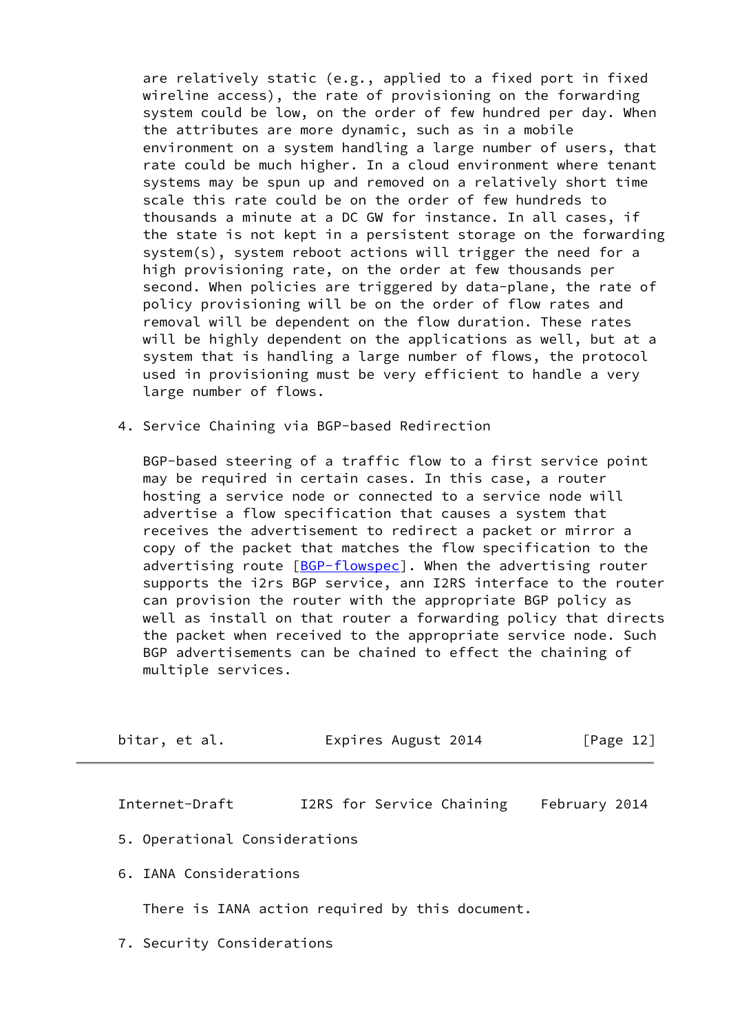are relatively static (e.g., applied to a fixed port in fixed wireline access), the rate of provisioning on the forwarding system could be low, on the order of few hundred per day. When the attributes are more dynamic, such as in a mobile environment on a system handling a large number of users, that rate could be much higher. In a cloud environment where tenant systems may be spun up and removed on a relatively short time scale this rate could be on the order of few hundreds to thousands a minute at a DC GW for instance. In all cases, if the state is not kept in a persistent storage on the forwarding system(s), system reboot actions will trigger the need for a high provisioning rate, on the order at few thousands per second. When policies are triggered by data-plane, the rate of policy provisioning will be on the order of flow rates and removal will be dependent on the flow duration. These rates will be highly dependent on the applications as well, but at a system that is handling a large number of flows, the protocol used in provisioning must be very efficient to handle a very large number of flows.

## 4. Service Chaining via BGP-based Redirection

BGP-based steering of a traffic flow to a first service point may be required in certain cases. In this case, a router hosting a service node or connected to a service node will advertise a flow specification that causes a system that receives the advertisement to redirect a packet or mirror a copy of the packet that matches the flow specification to the advertising route [BGP-flowspec]. When the advertising router supports the i2rs BGP service, ann I2RS interface to the router can provision the router with the appropriate BGP policy as well as install on that router a forwarding policy that directs the packet when received to the appropriate service node. Such BGP advertisements can be chained to effect the chaining of multiple services.

## 5. Operational Considerations

## 6. IANA Considerations

There is IANA action required by this document.

## 7. Security Considerations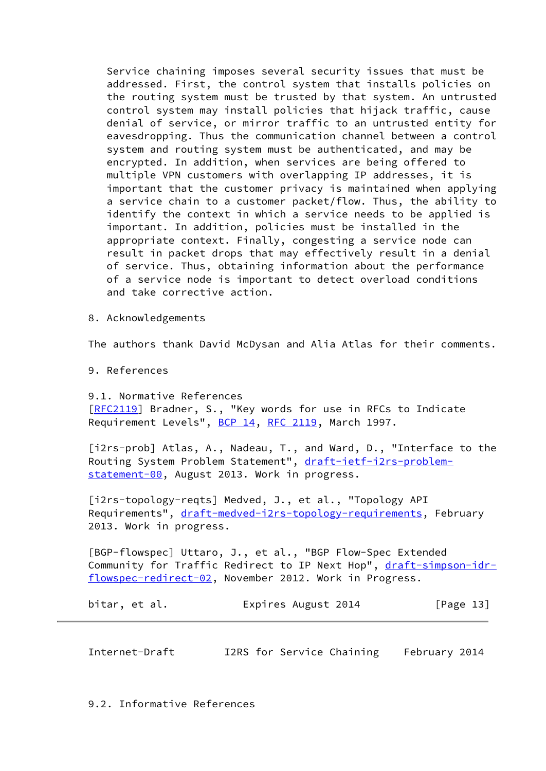Service chaining imposes several security issues that must be addressed. First, the control system that installs policies on the routing system must be trusted by that system. An untrusted control system may install policies that hijack traffic, cause denial of service, or mirror traffic to an untrusted entity for eavesdropping. Thus the communication channel between a control system and routing system must be authenticated, and may be encrypted. In addition, when services are being offered to multiple VPN customers with overlapping IP addresses, it is important that the customer privacy is maintained when applying a service chain to a customer packet/flow. Thus, the ability to identify the context in which a service needs to be applied is important. In addition, policies must be installed in the appropriate context. Finally, congesting a service node can result in packet drops that may effectively result in a denial of service. Thus, obtaining information about the performance of a service node is important to detect overload conditions and take corrective action.

## 8. Acknowledgements

The authors thank David McDysan and Alia Atlas for their comments.

## 9. References

### 9.1. Normative References

[RFC2119] Bradner, S., "Key words for use in RFCs to Indicate Requirement Levels", BCP 14, RFC 2119, March 1997.

[i2rs-prob] Atlas, A., Nadeau, T., and Ward, D., "Interface to the Routing System Problem Statement", draft-ietf-i2rs-problem-statement-00, August 2013. Work in progress.

[i2rs-topology-reqts] Medved, J., et al., "Topology API Requirements", draft-medved-i2rs-topology-requirements, February 2013. Work in progress.

[BGP-flowspec] Uttaro, J., et al., "BGP Flow-Spec Extended Community for Traffic Redirect to IP Next Hop", draft-simpson-idr-flowspec-redirect-02, November 2012. Work in Progress.

### 9.2. Informative References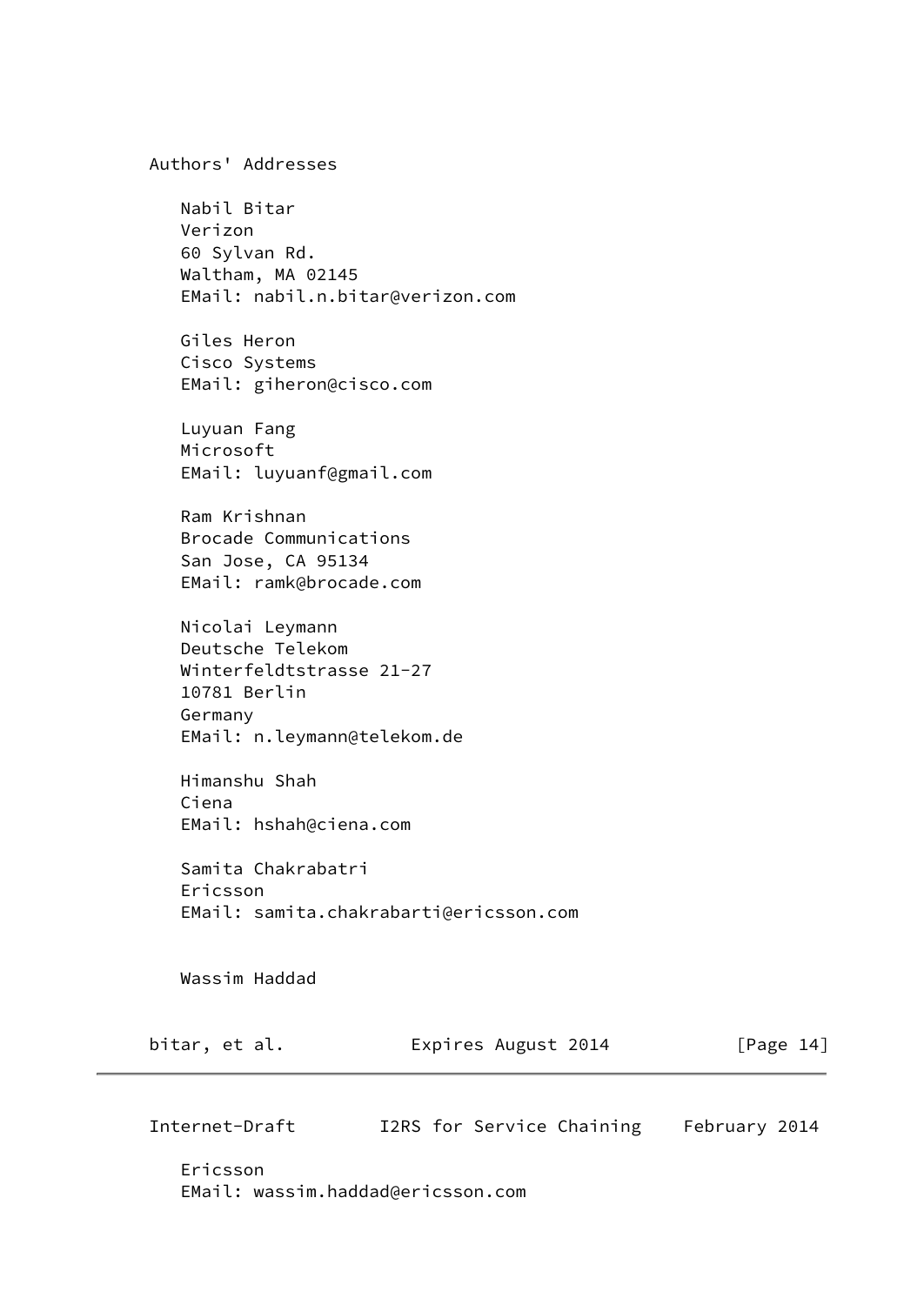## Authors' Addresses

Nabil Bitar
Verizon
60 Sylvan Rd.
Waltham, MA 02145
EMail: nabil.n.bitar@verizon.com

Giles Heron
Cisco Systems
EMail: giheron@cisco.com

Luyuan Fang
Microsoft
EMail: luyuanf@gmail.com

Ram Krishnan
Brocade Communications
San Jose, CA 95134
EMail: ramk@brocade.com

Nicolai Leymann
Deutsche Telekom
Winterfeldtstrasse 21-27
10781 Berlin
Germany
EMail: n.leymann@telekom.de

Himanshu Shah
Ciena
EMail: hshah@ciena.com

Samita Chakrabatri
Ericsson
EMail: samita.chakrabarti@ericsson.com

Wassim Haddad
Ericsson
EMail: wassim.haddad@ericsson.com